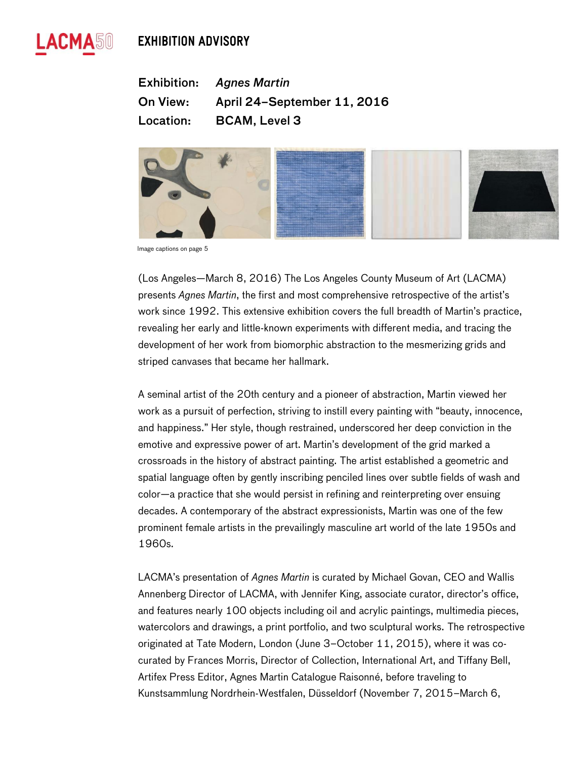# EXHIBITION ADVISORY

**Exhibition:** *Agnes Martin*
**On View:** April 24–September 11, 2016
**Location:** BCAM, Level 3

Image captions on page 5

(Los Angeles—March 8, 2016) The Los Angeles County Museum of Art (LACMA) presents *Agnes Martin*, the first and most comprehensive retrospective of the artist's work since 1992. This extensive exhibition covers the full breadth of Martin's practice, revealing her early and little-known experiments with different media, and tracing the development of her work from biomorphic abstraction to the mesmerizing grids and striped canvases that became her hallmark.

A seminal artist of the 20th century and a pioneer of abstraction, Martin viewed her work as a pursuit of perfection, striving to instill every painting with "beauty, innocence, and happiness." Her style, though restrained, underscored her deep conviction in the emotive and expressive power of art. Martin's development of the grid marked a crossroads in the history of abstract painting. The artist established a geometric and spatial language often by gently inscribing penciled lines over subtle fields of wash and color—a practice that she would persist in refining and reinterpreting over ensuing decades. A contemporary of the abstract expressionists, Martin was one of the few prominent female artists in the prevailingly masculine art world of the late 1950s and 1960s.

LACMA's presentation of *Agnes Martin* is curated by Michael Govan, CEO and Wallis Annenberg Director of LACMA, with Jennifer King, associate curator, director's office, and features nearly 100 objects including oil and acrylic paintings, multimedia pieces, watercolors and drawings, a print portfolio, and two sculptural works. The retrospective originated at Tate Modern, London (June 3–October 11, 2015), where it was co-curated by Frances Morris, Director of Collection, International Art, and Tiffany Bell, Artifex Press Editor, Agnes Martin Catalogue Raisonné, before traveling to Kunstsammlung Nordrhein-Westfalen, Düsseldorf (November 7, 2015–March 6,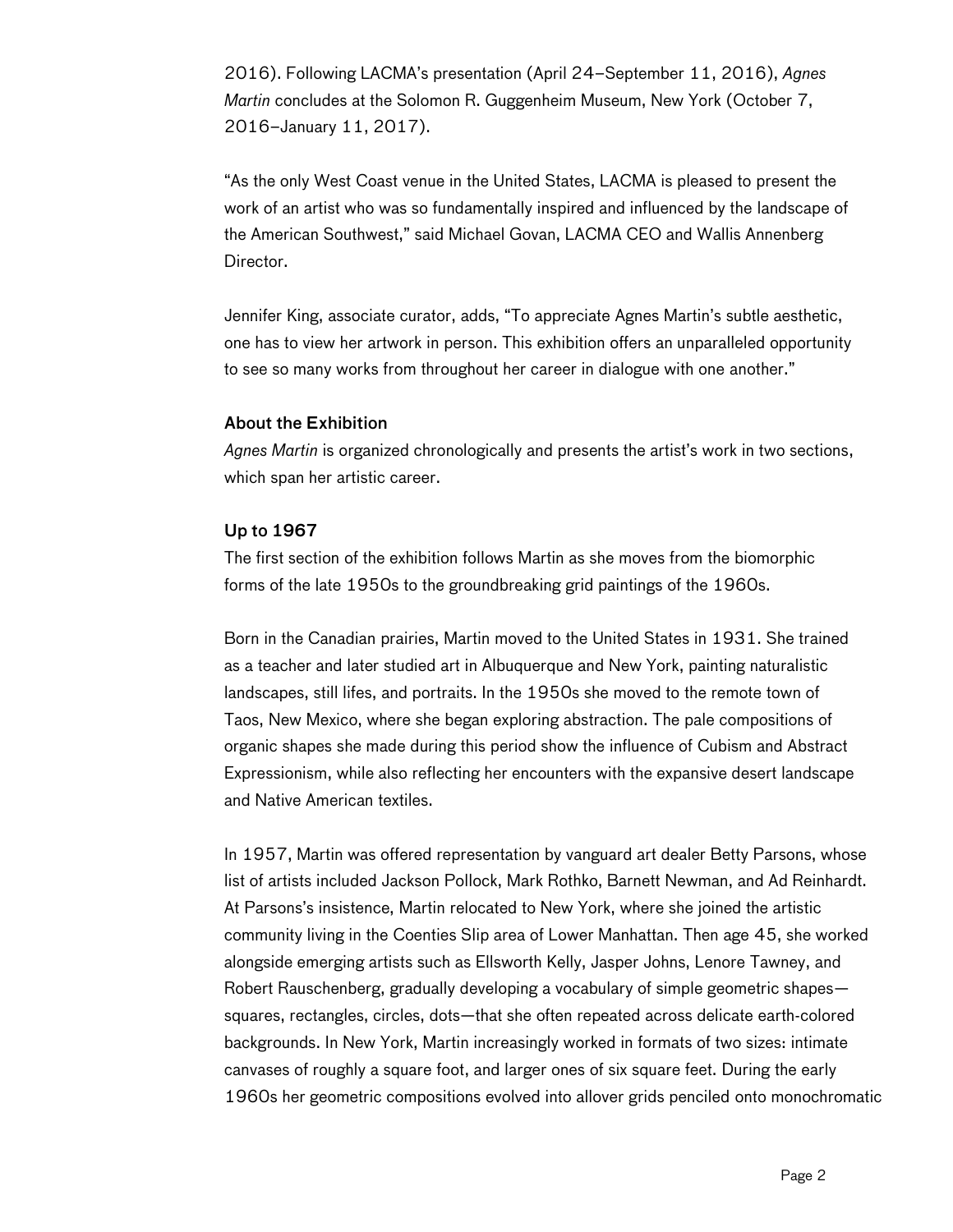2016). Following LACMA's presentation (April 24–September 11, 2016), *Agnes Martin* concludes at the Solomon R. Guggenheim Museum, New York (October 7, 2016–January 11, 2017).

"As the only West Coast venue in the United States, LACMA is pleased to present the work of an artist who was so fundamentally inspired and influenced by the landscape of the American Southwest," said Michael Govan, LACMA CEO and Wallis Annenberg Director.

Jennifer King, associate curator, adds, "To appreciate Agnes Martin's subtle aesthetic, one has to view her artwork in person. This exhibition offers an unparalleled opportunity to see so many works from throughout her career in dialogue with one another."

### About the Exhibition

*Agnes Martin* is organized chronologically and presents the artist's work in two sections, which span her artistic career.

### Up to 1967

The first section of the exhibition follows Martin as she moves from the biomorphic forms of the late 1950s to the groundbreaking grid paintings of the 1960s.

Born in the Canadian prairies, Martin moved to the United States in 1931. She trained as a teacher and later studied art in Albuquerque and New York, painting naturalistic landscapes, still lifes, and portraits. In the 1950s she moved to the remote town of Taos, New Mexico, where she began exploring abstraction. The pale compositions of organic shapes she made during this period show the influence of Cubism and Abstract Expressionism, while also reflecting her encounters with the expansive desert landscape and Native American textiles.

In 1957, Martin was offered representation by vanguard art dealer Betty Parsons, whose list of artists included Jackson Pollock, Mark Rothko, Barnett Newman, and Ad Reinhardt. At Parsons's insistence, Martin relocated to New York, where she joined the artistic community living in the Coenties Slip area of Lower Manhattan. Then age 45, she worked alongside emerging artists such as Ellsworth Kelly, Jasper Johns, Lenore Tawney, and Robert Rauschenberg, gradually developing a vocabulary of simple geometric shapes—squares, rectangles, circles, dots—that she often repeated across delicate earth-colored backgrounds. In New York, Martin increasingly worked in formats of two sizes: intimate canvases of roughly a square foot, and larger ones of six square feet. During the early 1960s her geometric compositions evolved into allover grids penciled onto monochromatic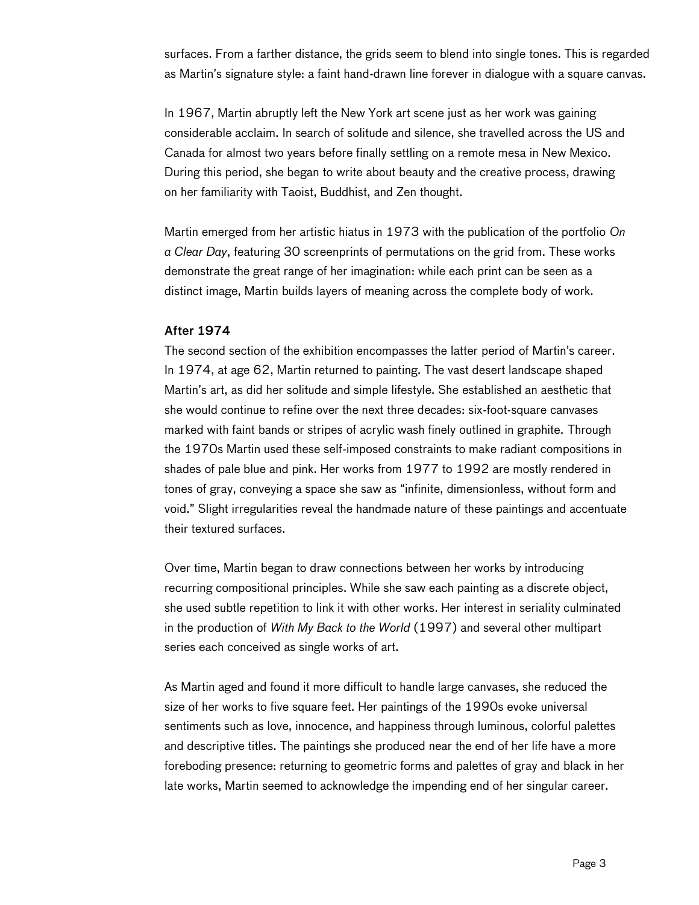surfaces. From a farther distance, the grids seem to blend into single tones. This is regarded as Martin's signature style: a faint hand-drawn line forever in dialogue with a square canvas.

In 1967, Martin abruptly left the New York art scene just as her work was gaining considerable acclaim. In search of solitude and silence, she travelled across the US and Canada for almost two years before finally settling on a remote mesa in New Mexico. During this period, she began to write about beauty and the creative process, drawing on her familiarity with Taoist, Buddhist, and Zen thought.

Martin emerged from her artistic hiatus in 1973 with the publication of the portfolio *On a Clear Day*, featuring 30 screenprints of permutations on the grid from. These works demonstrate the great range of her imagination: while each print can be seen as a distinct image, Martin builds layers of meaning across the complete body of work.

**After 1974**

The second section of the exhibition encompasses the latter period of Martin's career. In 1974, at age 62, Martin returned to painting. The vast desert landscape shaped Martin's art, as did her solitude and simple lifestyle. She established an aesthetic that she would continue to refine over the next three decades: six-foot-square canvases marked with faint bands or stripes of acrylic wash finely outlined in graphite. Through the 1970s Martin used these self-imposed constraints to make radiant compositions in shades of pale blue and pink. Her works from 1977 to 1992 are mostly rendered in tones of gray, conveying a space she saw as "infinite, dimensionless, without form and void." Slight irregularities reveal the handmade nature of these paintings and accentuate their textured surfaces.

Over time, Martin began to draw connections between her works by introducing recurring compositional principles. While she saw each painting as a discrete object, she used subtle repetition to link it with other works. Her interest in seriality culminated in the production of *With My Back to the World* (1997) and several other multipart series each conceived as single works of art.

As Martin aged and found it more difficult to handle large canvases, she reduced the size of her works to five square feet. Her paintings of the 1990s evoke universal sentiments such as love, innocence, and happiness through luminous, colorful palettes and descriptive titles. The paintings she produced near the end of her life have a more foreboding presence: returning to geometric forms and palettes of gray and black in her late works, Martin seemed to acknowledge the impending end of her singular career.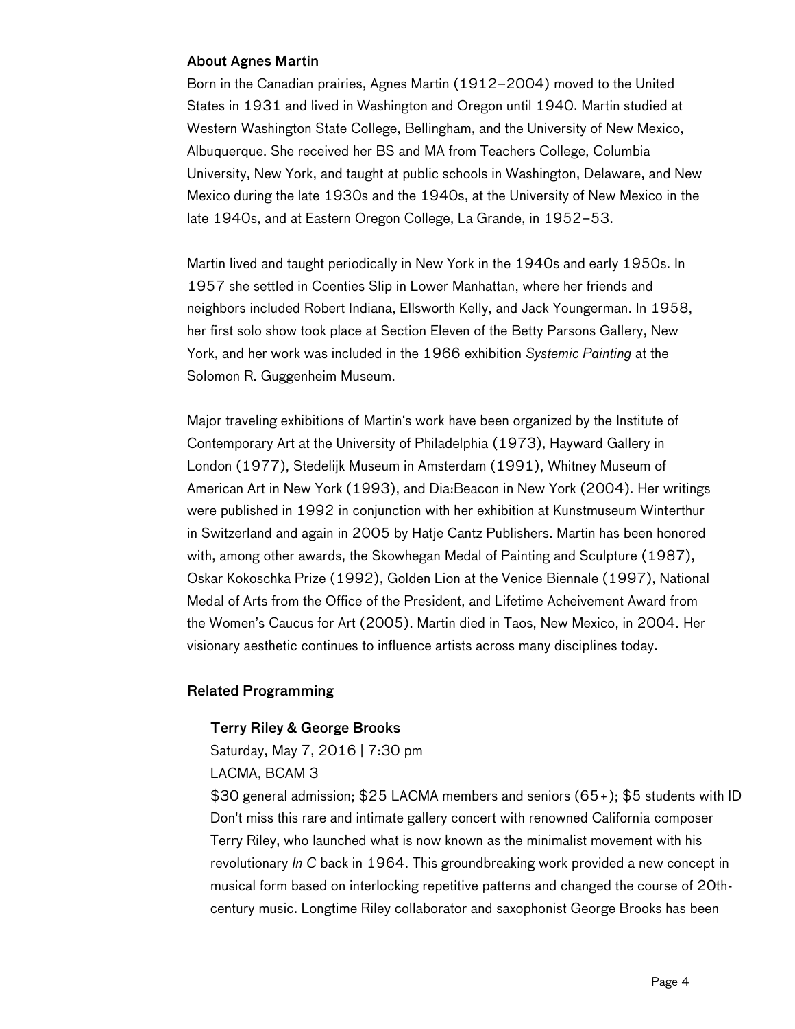## About Agnes Martin

Born in the Canadian prairies, Agnes Martin (1912–2004) moved to the United States in 1931 and lived in Washington and Oregon until 1940. Martin studied at Western Washington State College, Bellingham, and the University of New Mexico, Albuquerque. She received her BS and MA from Teachers College, Columbia University, New York, and taught at public schools in Washington, Delaware, and New Mexico during the late 1930s and the 1940s, at the University of New Mexico in the late 1940s, and at Eastern Oregon College, La Grande, in 1952–53.

Martin lived and taught periodically in New York in the 1940s and early 1950s. In 1957 she settled in Coenties Slip in Lower Manhattan, where her friends and neighbors included Robert Indiana, Ellsworth Kelly, and Jack Youngerman. In 1958, her first solo show took place at Section Eleven of the Betty Parsons Gallery, New York, and her work was included in the 1966 exhibition *Systemic Painting* at the Solomon R. Guggenheim Museum.

Major traveling exhibitions of Martin's work have been organized by the Institute of Contemporary Art at the University of Philadelphia (1973), Hayward Gallery in London (1977), Stedelijk Museum in Amsterdam (1991), Whitney Museum of American Art in New York (1993), and Dia:Beacon in New York (2004). Her writings were published in 1992 in conjunction with her exhibition at Kunstmuseum Winterthur in Switzerland and again in 2005 by Hatje Cantz Publishers. Martin has been honored with, among other awards, the Skowhegan Medal of Painting and Sculpture (1987), Oskar Kokoschka Prize (1992), Golden Lion at the Venice Biennale (1997), National Medal of Arts from the Office of the President, and Lifetime Acheivement Award from the Women's Caucus for Art (2005). Martin died in Taos, New Mexico, in 2004. Her visionary aesthetic continues to influence artists across many disciplines today.

## Related Programming

### Terry Riley & George Brooks

Saturday, May 7, 2016 | 7:30 pm
LACMA, BCAM 3
$30 general admission; $25 LACMA members and seniors (65+); $5 students with ID
Don't miss this rare and intimate gallery concert with renowned California composer Terry Riley, who launched what is now known as the minimalist movement with his revolutionary *In C* back in 1964. This groundbreaking work provided a new concept in musical form based on interlocking repetitive patterns and changed the course of 20th-century music. Longtime Riley collaborator and saxophonist George Brooks has been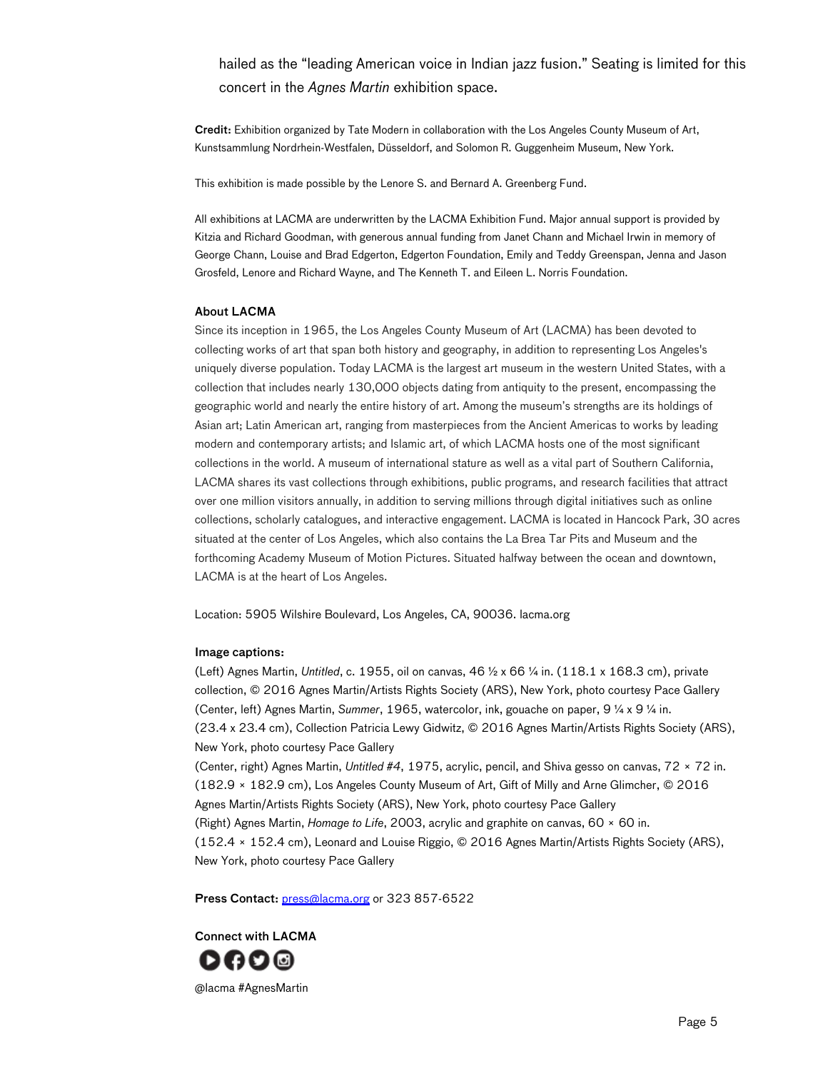hailed as the "leading American voice in Indian jazz fusion." Seating is limited for this concert in the *Agnes Martin* exhibition space.

**Credit:** Exhibition organized by Tate Modern in collaboration with the Los Angeles County Museum of Art, Kunstsammlung Nordrhein-Westfalen, Düsseldorf, and Solomon R. Guggenheim Museum, New York.

This exhibition is made possible by the Lenore S. and Bernard A. Greenberg Fund.

All exhibitions at LACMA are underwritten by the LACMA Exhibition Fund. Major annual support is provided by Kitzia and Richard Goodman, with generous annual funding from Janet Chann and Michael Irwin in memory of George Chann, Louise and Brad Edgerton, Edgerton Foundation, Emily and Teddy Greenspan, Jenna and Jason Grosfeld, Lenore and Richard Wayne, and The Kenneth T. and Eileen L. Norris Foundation.

**About LACMA**

Since its inception in 1965, the Los Angeles County Museum of Art (LACMA) has been devoted to collecting works of art that span both history and geography, in addition to representing Los Angeles's uniquely diverse population. Today LACMA is the largest art museum in the western United States, with a collection that includes nearly 130,000 objects dating from antiquity to the present, encompassing the geographic world and nearly the entire history of art. Among the museum's strengths are its holdings of Asian art; Latin American art, ranging from masterpieces from the Ancient Americas to works by leading modern and contemporary artists; and Islamic art, of which LACMA hosts one of the most significant collections in the world. A museum of international stature as well as a vital part of Southern California, LACMA shares its vast collections through exhibitions, public programs, and research facilities that attract over one million visitors annually, in addition to serving millions through digital initiatives such as online collections, scholarly catalogues, and interactive engagement. LACMA is located in Hancock Park, 30 acres situated at the center of Los Angeles, which also contains the La Brea Tar Pits and Museum and the forthcoming Academy Museum of Motion Pictures. Situated halfway between the ocean and downtown, LACMA is at the heart of Los Angeles.

Location: 5905 Wilshire Boulevard, Los Angeles, CA, 90036. lacma.org

**Image captions:**

(Left) Agnes Martin, *Untitled*, c. 1955, oil on canvas, 46 ½ x 66 ¼ in. (118.1 x 168.3 cm), private collection, © 2016 Agnes Martin/Artists Rights Society (ARS), New York, photo courtesy Pace Gallery
(Center, left) Agnes Martin, *Summer*, 1965, watercolor, ink, gouache on paper, 9 ¼ x 9 ¼ in. (23.4 x 23.4 cm), Collection Patricia Lewy Gidwitz, © 2016 Agnes Martin/Artists Rights Society (ARS), New York, photo courtesy Pace Gallery
(Center, right) Agnes Martin, *Untitled #4*, 1975, acrylic, pencil, and Shiva gesso on canvas, 72 × 72 in. (182.9 × 182.9 cm), Los Angeles County Museum of Art, Gift of Milly and Arne Glimcher, © 2016 Agnes Martin/Artists Rights Society (ARS), New York, photo courtesy Pace Gallery
(Right) Agnes Martin, *Homage to Life*, 2003, acrylic and graphite on canvas, 60 × 60 in. (152.4 × 152.4 cm), Leonard and Louise Riggio, © 2016 Agnes Martin/Artists Rights Society (ARS), New York, photo courtesy Pace Gallery

**Press Contact:** press@lacma.org or 323 857-6522

**Connect with LACMA**

@lacma #AgnesMartin